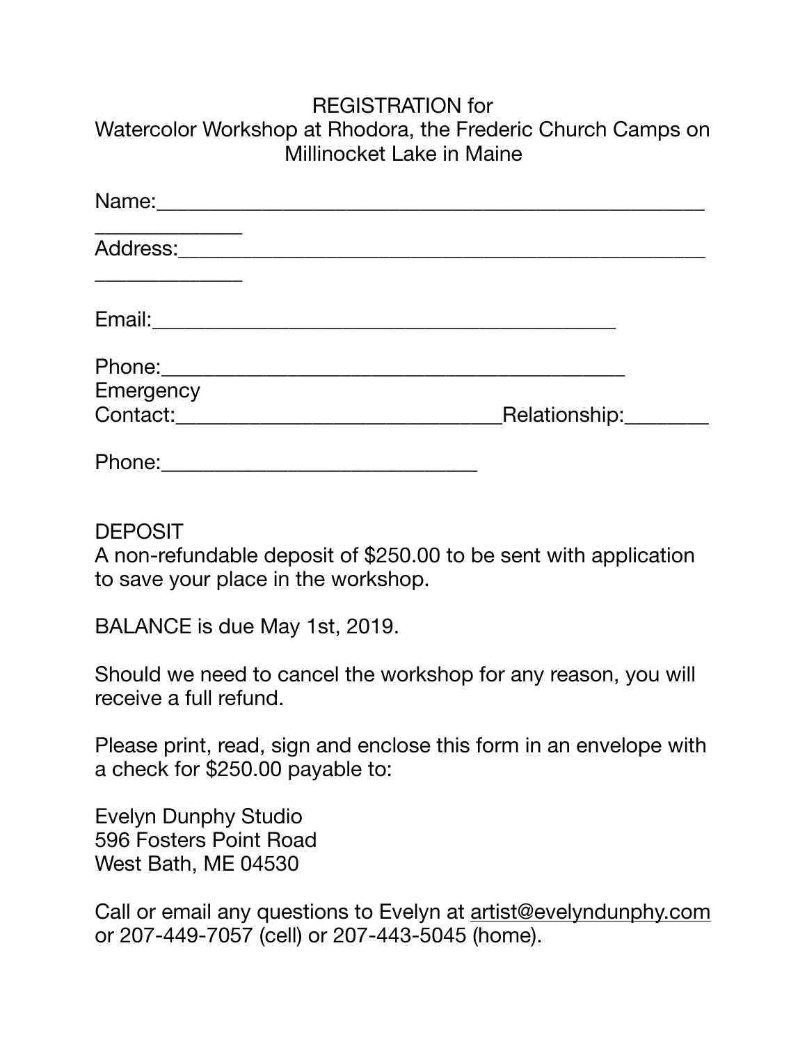REGISTRATION for
Watercolor Workshop at Rhodora, the Frederic Church Camps on Millinocket Lake in Maine

Name:_______________________________________________________
_______________

Address:_____________________________________________________
_______________

Email:_______________________________________________

Phone:______________________________________________

Emergency
Contact:_______________________________Relationship:________

Phone:______________________________

DEPOSIT
A non-refundable deposit of $250.00 to be sent with application to save your place in the workshop.

BALANCE is due May 1st, 2019.

Should we need to cancel the workshop for any reason, you will receive a full refund.

Please print, read, sign and enclose this form in an envelope with a check for $250.00 payable to:

Evelyn Dunphy Studio
596 Fosters Point Road
West Bath, ME 04530

Call or email any questions to Evelyn at artist@evelyndunphy.com or 207-449-7057 (cell) or 207-443-5045 (home).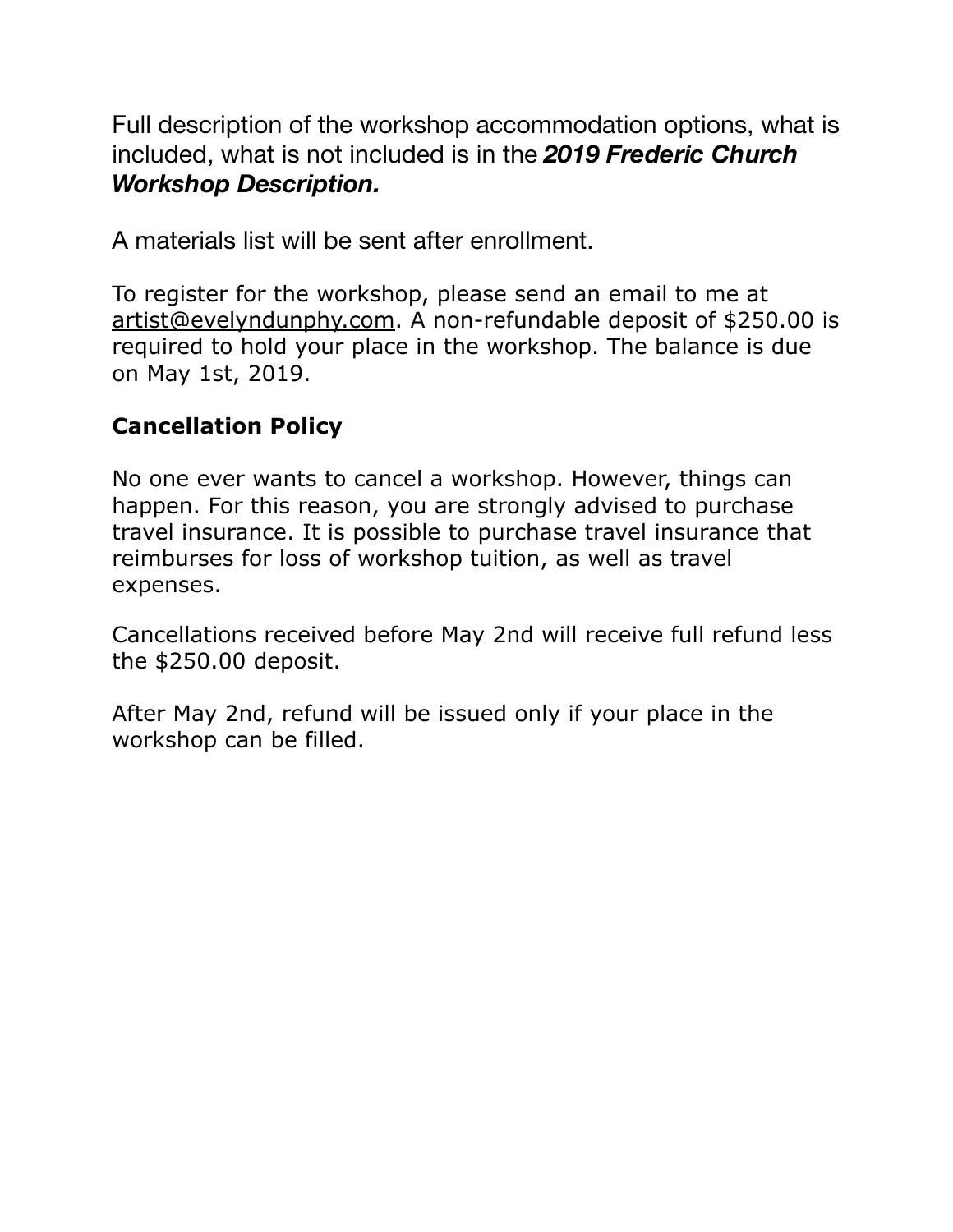Full description of the workshop accommodation options, what is included, what is not included is in the ***2019 Frederic Church Workshop Description.***

A materials list will be sent after enrollment.

To register for the workshop, please send an email to me at artist@evelyndunphy.com. A non-refundable deposit of $250.00 is required to hold your place in the workshop. The balance is due on May 1st, 2019.

**Cancellation Policy**

No one ever wants to cancel a workshop. However, things can happen. For this reason, you are strongly advised to purchase travel insurance. It is possible to purchase travel insurance that reimburses for loss of workshop tuition, as well as travel expenses.

Cancellations received before May 2nd will receive full refund less the $250.00 deposit.

After May 2nd, refund will be issued only if your place in the workshop can be filled.